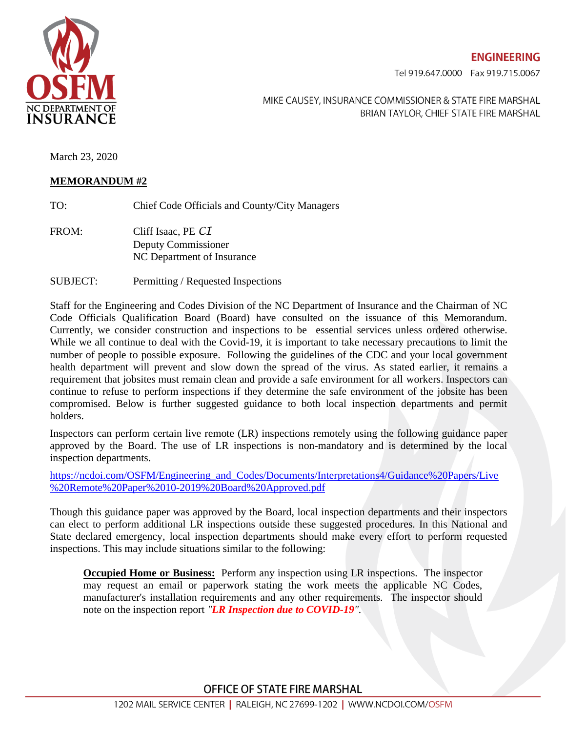**ENGINEERING**

Tel 919.647.0000 Fax 919.715.0067

MIKE CAUSEY, INSURANCE COMMISSIONER & STATE FIRE MARSHAL
BRIAN TAYLOR, CHIEF STATE FIRE MARSHAL

March 23, 2020

**MEMORANDUM #2**

TO: Chief Code Officials and County/City Managers

FROM: Cliff Isaac, PE *CI*
Deputy Commissioner
NC Department of Insurance

SUBJECT: Permitting / Requested Inspections

Staff for the Engineering and Codes Division of the NC Department of Insurance and the Chairman of NC Code Officials Qualification Board (Board) have consulted on the issuance of this Memorandum. Currently, we consider construction and inspections to be essential services unless ordered otherwise. While we all continue to deal with the Covid-19, it is important to take necessary precautions to limit the number of people to possible exposure. Following the guidelines of the CDC and your local government health department will prevent and slow down the spread of the virus. As stated earlier, it remains a requirement that jobsites must remain clean and provide a safe environment for all workers. Inspectors can continue to refuse to perform inspections if they determine the safe environment of the jobsite has been compromised. Below is further suggested guidance to both local inspection departments and permit holders.

Inspectors can perform certain live remote (LR) inspections remotely using the following guidance paper approved by the Board. The use of LR inspections is non-mandatory and is determined by the local inspection departments.

https://ncdoi.com/OSFM/Engineering_and_Codes/Documents/Interpretations4/Guidance%20Papers/Live%20Remote%20Paper%2010-2019%20Board%20Approved.pdf

Though this guidance paper was approved by the Board, local inspection departments and their inspectors can elect to perform additional LR inspections outside these suggested procedures. In this National and State declared emergency, local inspection departments should make every effort to perform requested inspections. This may include situations similar to the following:

> **Occupied Home or Business:** Perform any inspection using LR inspections. The inspector may request an email or paperwork stating the work meets the applicable NC Codes, manufacturer's installation requirements and any other requirements. The inspector should note on the inspection report *"**LR Inspection due to COVID-19**"*.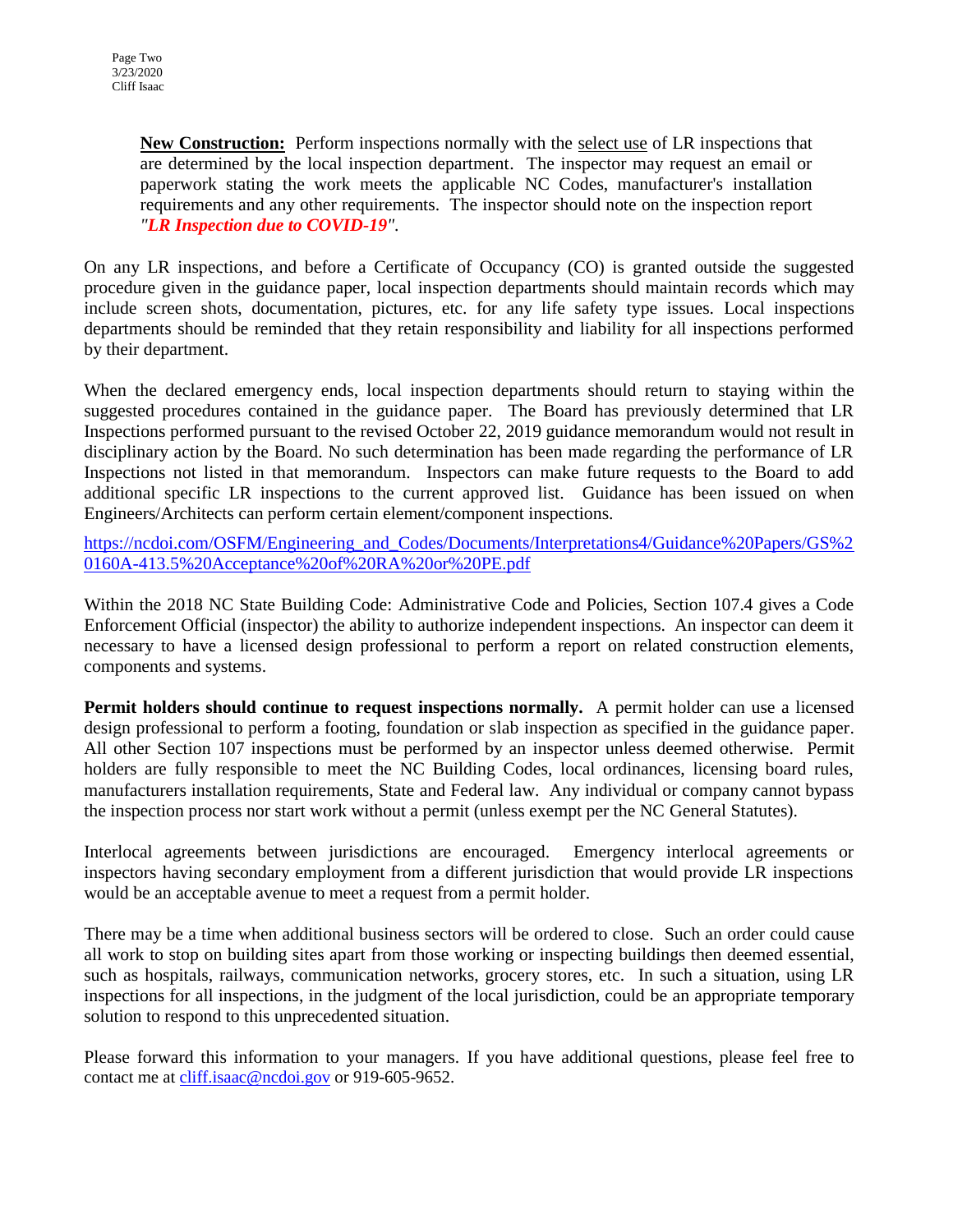**New Construction:** Perform inspections normally with the select use of LR inspections that are determined by the local inspection department. The inspector may request an email or paperwork stating the work meets the applicable NC Codes, manufacturer's installation requirements and any other requirements. The inspector should note on the inspection report *"**LR Inspection due to COVID-19**"*.

On any LR inspections, and before a Certificate of Occupancy (CO) is granted outside the suggested procedure given in the guidance paper, local inspection departments should maintain records which may include screen shots, documentation, pictures, etc. for any life safety type issues. Local inspections departments should be reminded that they retain responsibility and liability for all inspections performed by their department.

When the declared emergency ends, local inspection departments should return to staying within the suggested procedures contained in the guidance paper. The Board has previously determined that LR Inspections performed pursuant to the revised October 22, 2019 guidance memorandum would not result in disciplinary action by the Board. No such determination has been made regarding the performance of LR Inspections not listed in that memorandum. Inspectors can make future requests to the Board to add additional specific LR inspections to the current approved list. Guidance has been issued on when Engineers/Architects can perform certain element/component inspections.

https://ncdoi.com/OSFM/Engineering_and_Codes/Documents/Interpretations4/Guidance%20Papers/GS%20160A-413.5%20Acceptance%20of%20RA%20or%20PE.pdf

Within the 2018 NC State Building Code: Administrative Code and Policies, Section 107.4 gives a Code Enforcement Official (inspector) the ability to authorize independent inspections. An inspector can deem it necessary to have a licensed design professional to perform a report on related construction elements, components and systems.

**Permit holders should continue to request inspections normally.** A permit holder can use a licensed design professional to perform a footing, foundation or slab inspection as specified in the guidance paper. All other Section 107 inspections must be performed by an inspector unless deemed otherwise. Permit holders are fully responsible to meet the NC Building Codes, local ordinances, licensing board rules, manufacturers installation requirements, State and Federal law. Any individual or company cannot bypass the inspection process nor start work without a permit (unless exempt per the NC General Statutes).

Interlocal agreements between jurisdictions are encouraged. Emergency interlocal agreements or inspectors having secondary employment from a different jurisdiction that would provide LR inspections would be an acceptable avenue to meet a request from a permit holder.

There may be a time when additional business sectors will be ordered to close. Such an order could cause all work to stop on building sites apart from those working or inspecting buildings then deemed essential, such as hospitals, railways, communication networks, grocery stores, etc. In such a situation, using LR inspections for all inspections, in the judgment of the local jurisdiction, could be an appropriate temporary solution to respond to this unprecedented situation.

Please forward this information to your managers. If you have additional questions, please feel free to contact me at cliff.isaac@ncdoi.gov or 919-605-9652.